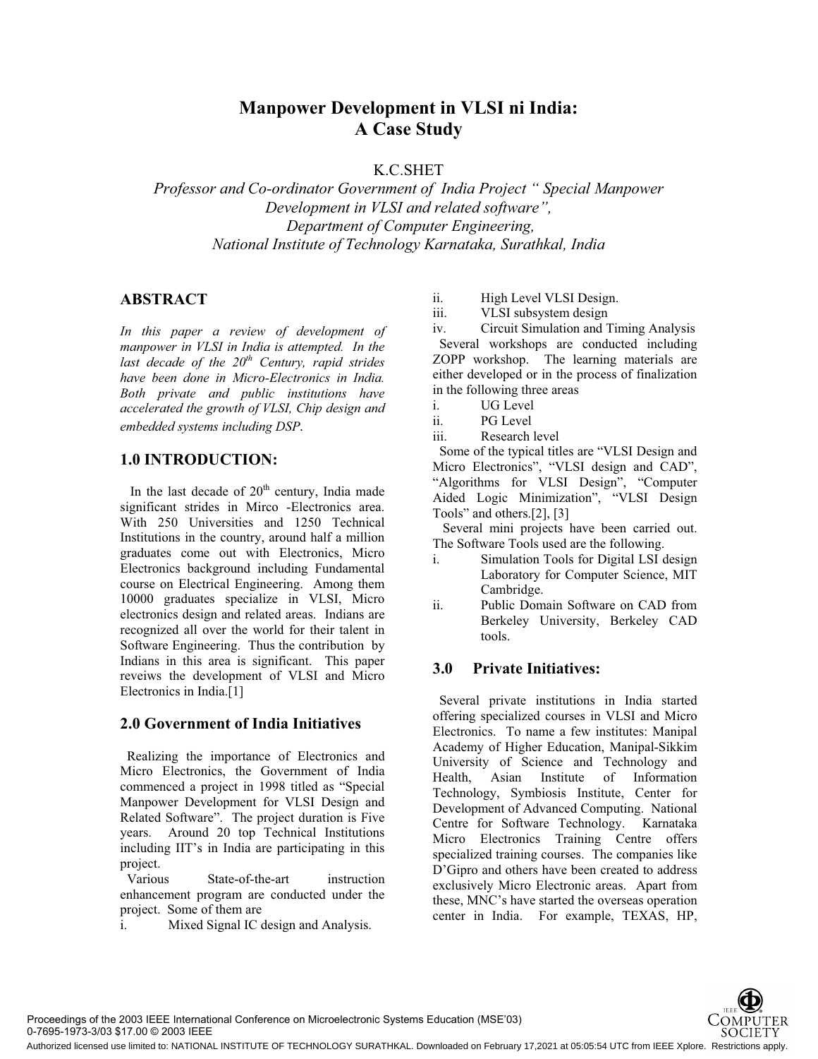# Manpower Development in VLSI ni India: A Case Study

K.C.SHET

*Professor and Co-ordinator Government of India Project " Special Manpower Development in VLSI and related software", Department of Computer Engineering, National Institute of Technology Karnataka, Surathkal, India*

## ABSTRACT

*In this paper a review of development of manpower in VLSI in India is attempted. In the last decade of the 20th Century, rapid strides have been done in Micro-Electronics in India. Both private and public institutions have accelerated the growth of VLSI, Chip design and embedded systems including DSP.*

## 1.0 INTRODUCTION:

In the last decade of 20th century, India made significant strides in Mirco -Electronics area. With 250 Universities and 1250 Technical Institutions in the country, around half a million graduates come out with Electronics, Micro Electronics background including Fundamental course on Electrical Engineering. Among them 10000 graduates specialize in VLSI, Micro electronics design and related areas. Indians are recognized all over the world for their talent in Software Engineering. Thus the contribution by Indians in this area is significant. This paper reveiws the development of VLSI and Micro Electronics in India.[1]

## 2.0 Government of India Initiatives

Realizing the importance of Electronics and Micro Electronics, the Government of India commenced a project in 1998 titled as "Special Manpower Development for VLSI Design and Related Software". The project duration is Five years. Around 20 top Technical Institutions including IIT's in India are participating in this project.

Various State-of-the-art instruction enhancement program are conducted under the project. Some of them are

i. Mixed Signal IC design and Analysis.
ii. High Level VLSI Design.
iii. VLSI subsystem design
iv. Circuit Simulation and Timing Analysis

Several workshops are conducted including ZOPP workshop. The learning materials are either developed or in the process of finalization in the following three areas

i. UG Level
ii. PG Level
iii. Research level

Some of the typical titles are "VLSI Design and Micro Electronics", "VLSI design and CAD", "Algorithms for VLSI Design", "Computer Aided Logic Minimization", "VLSI Design Tools" and others.[2], [3]

Several mini projects have been carried out. The Software Tools used are the following.

i. Simulation Tools for Digital LSI design Laboratory for Computer Science, MIT Cambridge.
ii. Public Domain Software on CAD from Berkeley University, Berkeley CAD tools.

## 3.0 Private Initiatives:

Several private institutions in India started offering specialized courses in VLSI and Micro Electronics. To name a few institutes: Manipal Academy of Higher Education, Manipal-Sikkim University of Science and Technology and Health, Asian Institute of Information Technology, Symbiosis Institute, Center for Development of Advanced Computing. National Centre for Software Technology. Karnataka Micro Electronics Training Centre offers specialized training courses. The companies like D'Gipro and others have been created to address exclusively Micro Electronic areas. Apart from these, MNC's have started the overseas operation center in India. For example, TEXAS, HP,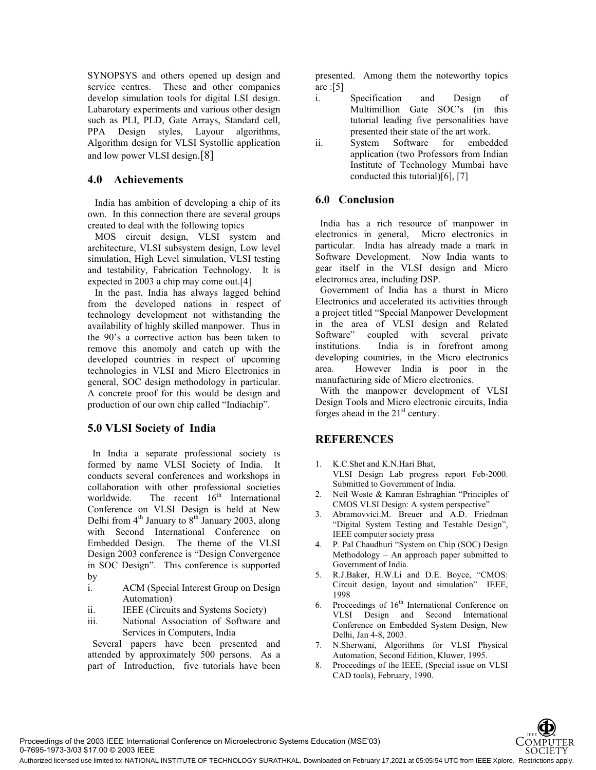SYNOPSYS and others opened up design and service centres. These and other companies develop simulation tools for digital LSI design. Labarotary experiments and various other design such as PLI, PLD, Gate Arrays, Standard cell, PPA Design styles, Layour algorithms, Algorithm design for VLSI Systollic application and low power VLSI design.[8]

## 4.0 Achievements

India has ambition of developing a chip of its own. In this connection there are several groups created to deal with the following topics

MOS circuit design, VLSI system and architecture, VLSI subsystem design, Low level simulation, High Level simulation, VLSI testing and testability, Fabrication Technology. It is expected in 2003 a chip may come out.[4]

In the past, India has always lagged behind from the developed nations in respect of technology development not withstanding the availability of highly skilled manpower. Thus in the 90's a corrective action has been taken to remove this anomoly and catch up with the developed countries in respect of upcoming technologies in VLSI and Micro Electronics in general, SOC design methodology in particular. A concrete proof for this would be design and production of our own chip called "Indiachip".

## 5.0 VLSI Society of India

In India a separate professional society is formed by name VLSI Society of India. It conducts several conferences and workshops in collaboration with other professional societies worldwide. The recent 16th International Conference on VLSI Design is held at New Delhi from 4th January to 8th January 2003, along with Second International Conference on Embedded Design. The theme of the VLSI Design 2003 conference is "Design Convergence in SOC Design". This conference is supported by

i. ACM (Special Interest Group on Design Automation)
ii. IEEE (Circuits and Systems Society)
iii. National Association of Software and Services in Computers, India

Several papers have been presented and attended by approximately 500 persons. As a part of Introduction, five tutorials have been presented. Among them the noteworthy topics are :[5]

i. Specification and Design of Multimillion Gate SOC's (in this tutorial leading five personalities have presented their state of the art work.
ii. System Software for embedded application (two Professors from Indian Institute of Technology Mumbai have conducted this tutorial)[6], [7]

## 6.0 Conclusion

India has a rich resource of manpower in electronics in general, Micro electronics in particular. India has already made a mark in Software Development. Now India wants to gear itself in the VLSI design and Micro electronics area, including DSP.

Government of India has a thurst in Micro Electronics and accelerated its activities through a project titled "Special Manpower Development in the area of VLSI design and Related Software" coupled with several private institutions. India is in forefront among developing countries, in the Micro electronics area. However India is poor in the manufacturing side of Micro electronics.

With the manpower development of VLSI Design Tools and Micro electronic circuits, India forges ahead in the 21st century.

## REFERENCES

1. K.C.Shet and K.N.Hari Bhat, VLSI Design Lab progress report Feb-2000. Submitted to Government of India.
2. Neil Weste & Kamran Eshraghian "Principles of CMOS VLSI Design: A system perspective"
3. Abramovvici.M. Breuer and A.D. Friedman "Digital System Testing and Testable Design", IEEE computer society press
4. P. Pal Chaudhuri "System on Chip (SOC) Design Methodology – An approach paper submitted to Government of India.
5. R.J.Baker, H.W.Li and D.E. Boyce, "CMOS: Circuit design, layout and simulation" IEEE, 1998
6. Proceedings of 16th International Conference on VLSI Design and Second International Conference on Embedded System Design, New Delhi, Jan 4-8, 2003.
7. N.Sherwani, Algorithms for VLSI Physical Automation, Second Edition, Kluwer, 1995.
8. Proceedings of the IEEE, (Special issue on VLSI CAD tools), February, 1990.